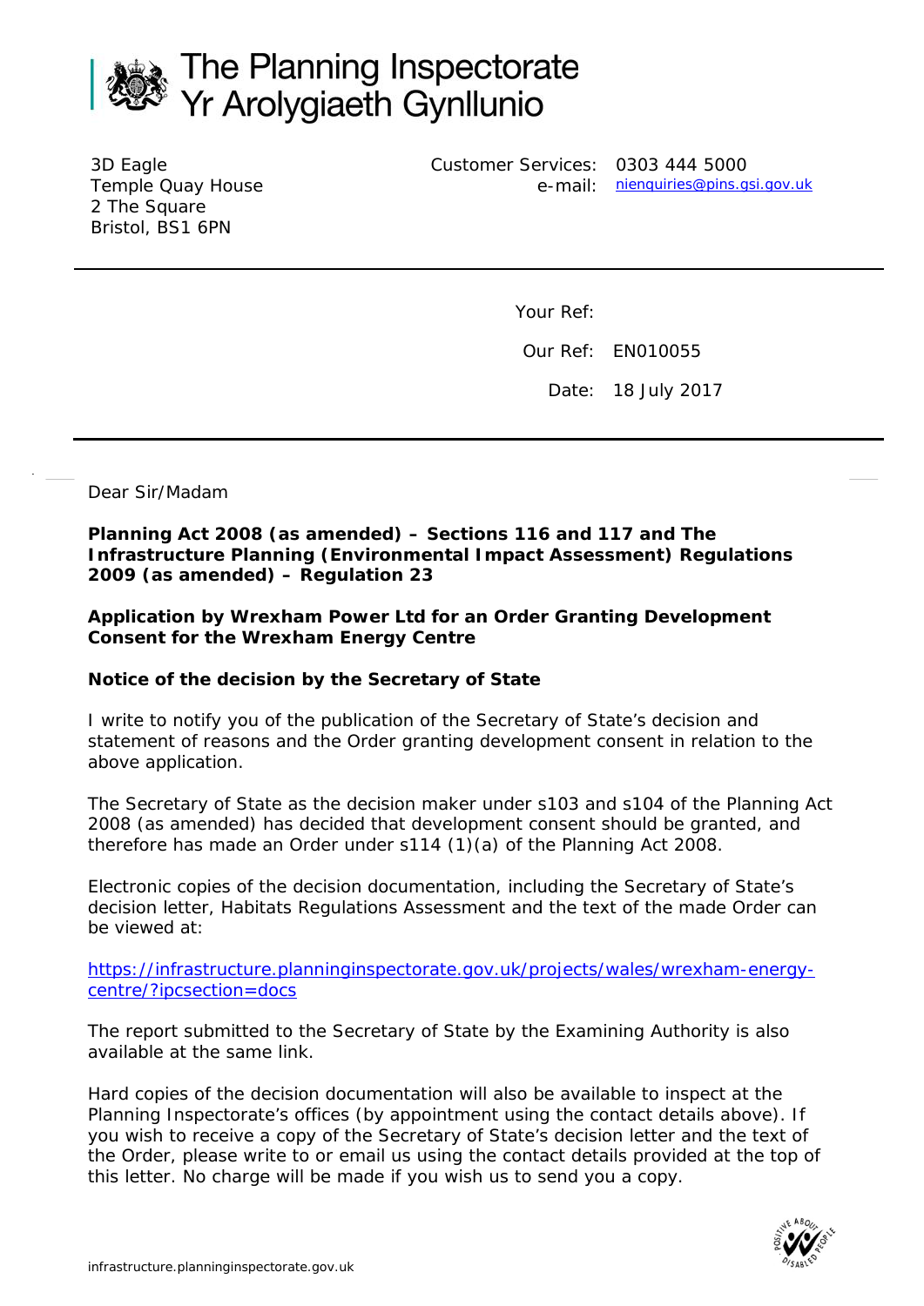# The Planning Inspectorate
# Yr Arolygiaeth Gynllunio

3D Eagle
Temple Quay House
2 The Square
Bristol, BS1 6PN

Customer Services: 0303 444 5000
e-mail: nienquiries@pins.gsi.gov.uk

Your Ref:

Our Ref: EN010055

Date: 18 July 2017

Dear Sir/Madam

**Planning Act 2008 (as amended) – Sections 116 and 117 and The Infrastructure Planning (Environmental Impact Assessment) Regulations 2009 (as amended) – Regulation 23**

**Application by Wrexham Power Ltd for an Order Granting Development Consent for the Wrexham Energy Centre**

**Notice of the decision by the Secretary of State**

I write to notify you of the publication of the Secretary of State's decision and statement of reasons and the Order granting development consent in relation to the above application.

The Secretary of State as the decision maker under s103 and s104 of the Planning Act 2008 (as amended) has decided that development consent should be granted, and therefore has made an Order under s114 (1)(a) of the Planning Act 2008.

Electronic copies of the decision documentation, including the Secretary of State's decision letter, Habitats Regulations Assessment and the text of the made Order can be viewed at:

https://infrastructure.planninginspectorate.gov.uk/projects/wales/wrexham-energy-centre/?ipcsection=docs

The report submitted to the Secretary of State by the Examining Authority is also available at the same link.

Hard copies of the decision documentation will also be available to inspect at the Planning Inspectorate's offices (by appointment using the contact details above). If you wish to receive a copy of the Secretary of State's decision letter and the text of the Order, please write to or email us using the contact details provided at the top of this letter. No charge will be made if you wish us to send you a copy.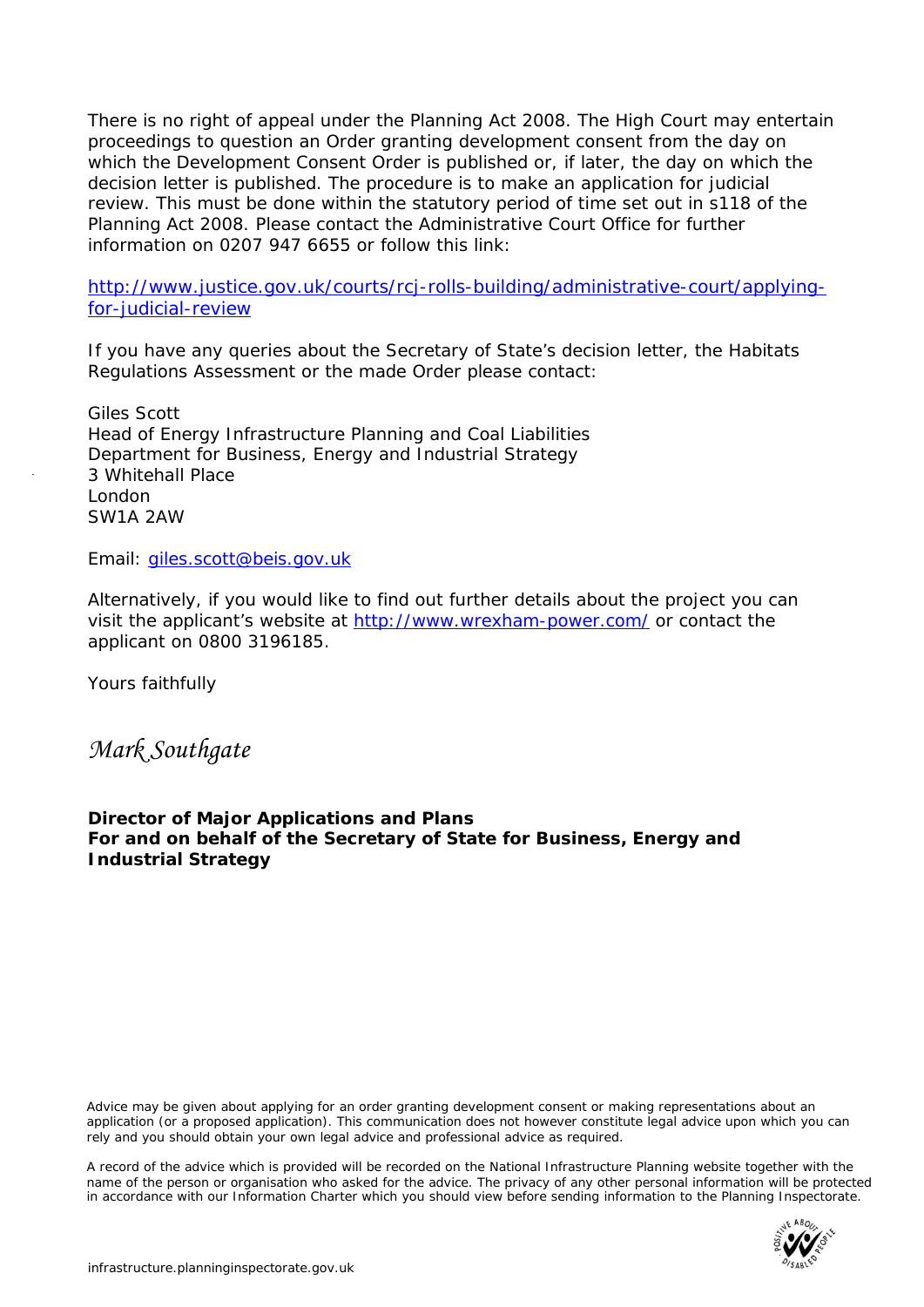There is no right of appeal under the Planning Act 2008. The High Court may entertain proceedings to question an Order granting development consent from the day on which the Development Consent Order is published or, if later, the day on which the decision letter is published. The procedure is to make an application for judicial review. This must be done within the statutory period of time set out in s118 of the Planning Act 2008. Please contact the Administrative Court Office for further information on 0207 947 6655 or follow this link:

http://www.justice.gov.uk/courts/rcj-rolls-building/administrative-court/applying-for-judicial-review

If you have any queries about the Secretary of State's decision letter, the Habitats Regulations Assessment or the made Order please contact:

Giles Scott
Head of Energy Infrastructure Planning and Coal Liabilities
Department for Business, Energy and Industrial Strategy
3 Whitehall Place
London
SW1A 2AW

Email: giles.scott@beis.gov.uk

Alternatively, if you would like to find out further details about the project you can visit the applicant's website at http://www.wrexham-power.com/ or contact the applicant on 0800 3196185.

Yours faithfully

*Mark Southgate*

**Director of Major Applications and Plans**
**For and on behalf of the Secretary of State for Business, Energy and Industrial Strategy**

Advice may be given about applying for an order granting development consent or making representations about an application (or a proposed application). This communication does not however constitute legal advice upon which you can rely and you should obtain your own legal advice and professional advice as required.

A record of the advice which is provided will be recorded on the National Infrastructure Planning website together with the name of the person or organisation who asked for the advice. The privacy of any other personal information will be protected in accordance with our Information Charter which you should view before sending information to the Planning Inspectorate.

infrastructure.planninginspectorate.gov.uk